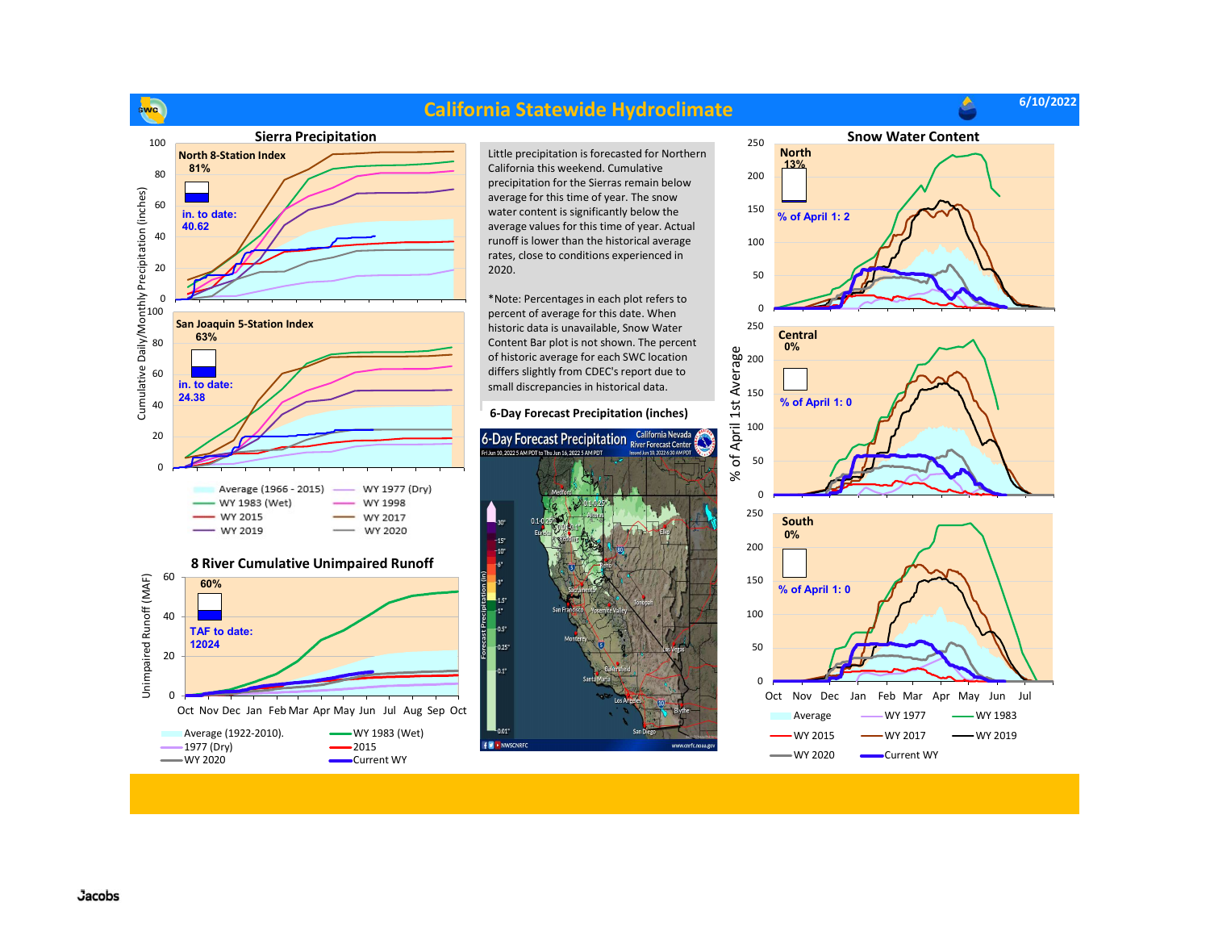# California Statewide Hydroclimate

6/10/2022

## Sierra Precipitation

**North 8-Station Index**
81%
in. to date:
40.62

**San Joaquin 5-Station Index**
63%
in. to date:
24.38

Cumulative Daily/Monthly Precipitation (inches)

- Average (1966 - 2015)
- WY 1977 (Dry)
- WY 1983 (Wet)
- WY 1998
- WY 2015
- WY 2017
- WY 2019
- WY 2020

Little precipitation is forecasted for Northern California this weekend. Cumulative precipitation for the Sierras remain below average for this time of year. The snow water content is significantly below the average values for this time of year. Actual runoff is lower than the historical average rates, close to conditions experienced in 2020.

*Note: Percentages in each plot refers to percent of average for this date. When historic data is unavailable, Snow Water Content bar plot is not shown. The percent of historic average for each SWC location differs slightly from CDEC's report due to small discrepancies in historical data.

## 6-Day Forecast Precipitation (inches)

## Snow Water Content

% of April 1st Average

**North**
13%
% of April 1: 2

**Central**
0%
% of April 1: 0

**South**
0%
% of April 1: 0

- Average
- WY 1977
- WY 1983
- WY 2015
- WY 2017
- WY 2019
- WY 2020
- Current WY

## 8 River Cumulative Unimpaired Runoff

Unimpaired Runoff (MAF)

60%
TAF to date:
12024

- Average (1922-2010).
- WY 1983 (Wet)
- 1977 (Dry)
- 2015
- WY 2020
- Current WY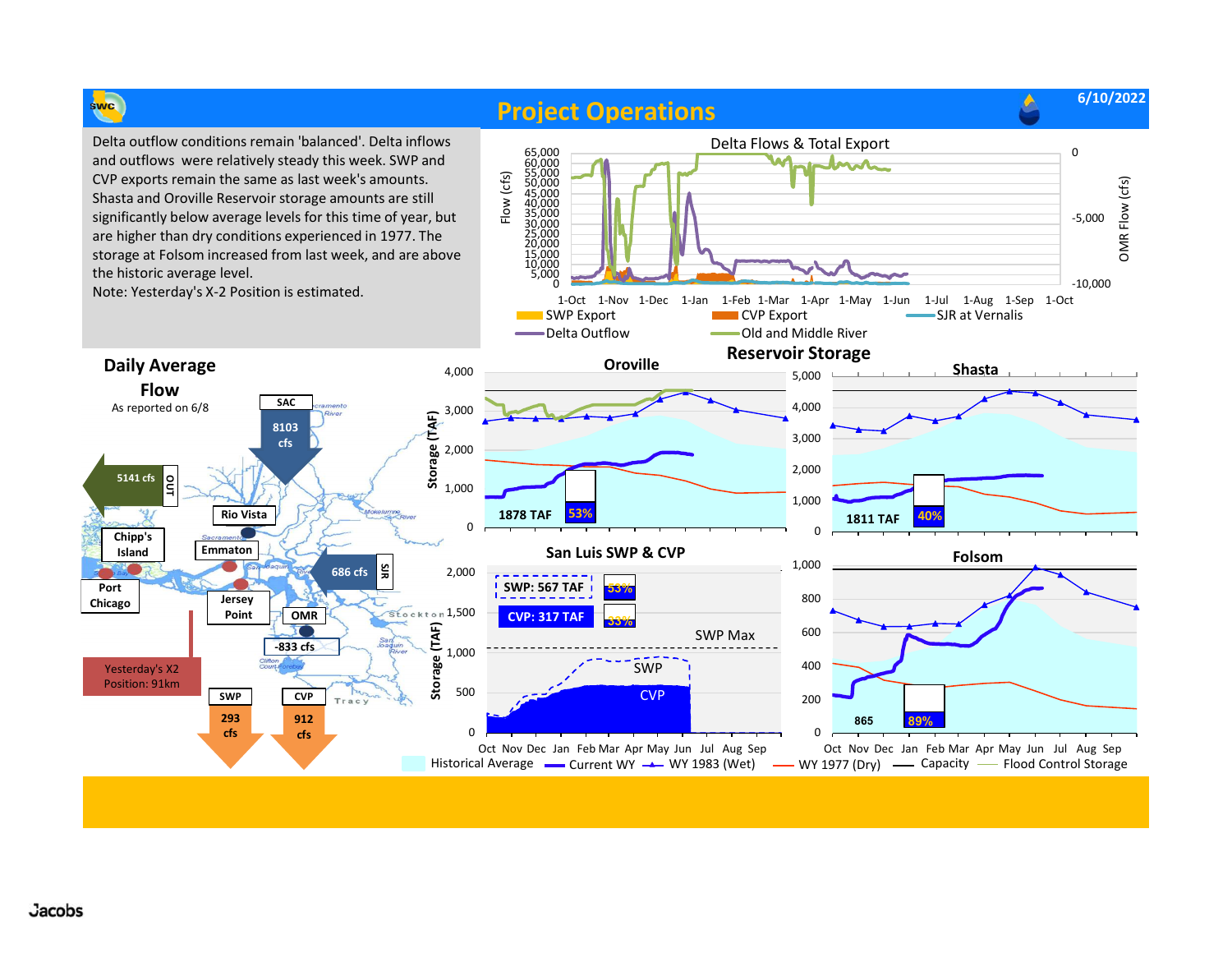# Project Operations

6/10/2022

Delta outflow conditions remain 'balanced'. Delta inflows and outflows were relatively steady this week. SWP and CVP exports remain the same as last week's amounts. Shasta and Oroville Reservoir storage amounts are still significantly below average levels for this time of year, but are higher than dry conditions experienced in 1977. The storage at Folsom increased from last week, and are above the historic average level.

Note: Yesterday's X-2 Position is estimated.

## Delta Flows & Total Export

Flow (cfs)

65,000
60,000
55,000
50,000
45,000
40,000
35,000
30,000
25,000
20,000
15,000
10,000
5,000
0

OMR Flow (cfs)

0
-5,000
-10,000

1-Oct 1-Nov 1-Dec 1-Jan 1-Feb 1-Mar 1-Apr 1-May 1-Jun 1-Jul 1-Aug 1-Sep 1-Oct

SWP Export
CVP Export
SJR at Vernalis
Delta Outflow
Old and Middle River

## Daily Average Flow

As reported on 6/8

SAC: 8103 cfs
OUT: 5141 cfs
SJR: 686 cfs
Rio Vista
Chipp's Island
Emmaton
Port Chicago
Jersey Point
OMR: -833 cfs
Yesterday's X2 Position: 91km
SWP: 293 cfs
CVP: 912 cfs

## Reservoir Storage

### Oroville

Storage (TAF)

4,000
3,000
2,000
1,000
0

1878 TAF
53%

### Shasta

5,000
4,000
3,000
2,000
1,000
0

1811 TAF
40%

### San Luis SWP & CVP

Storage (TAF)

2,000
1,500
1,000
500
0

SWP: 567 TAF
53%
CVP: 317 TAF
33%
SWP Max
SWP
CVP

Oct Nov Dec Jan Feb Mar Apr May Jun Jul Aug Sep

### Folsom

1,000
800
600
400
200
0

865
89%

Oct Nov Dec Jan Feb Mar Apr May Jun Jul Aug Sep

Historical Average
Current WY
WY 1983 (Wet)
WY 1977 (Dry)
Capacity
Flood Control Storage